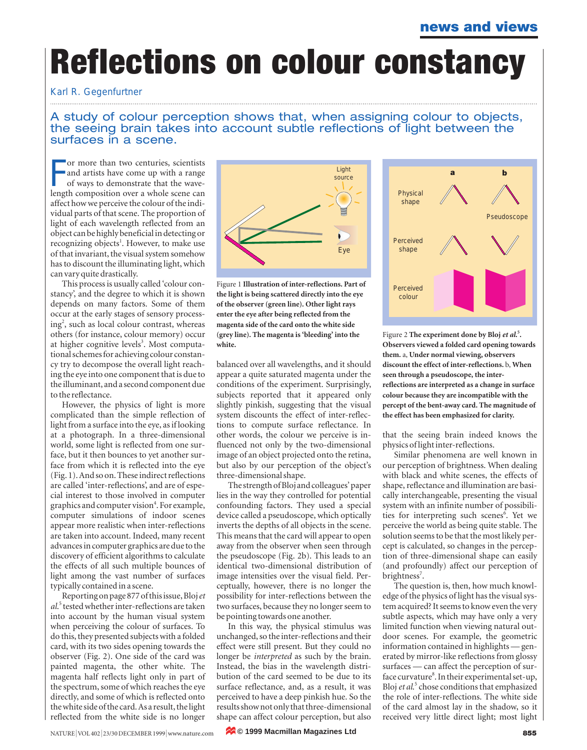# Reflections on colour constancy

Karl R. Gegenfurtner

A study of colour perception shows that, when assigning colour to objects, the seeing brain takes into account subtle reflections of light between the surfaces in a scene.

For more than two centuries, scientists and artists have come up with a range of ways to demonstrate that the wavelength composition over a whole scene can affect how we perceive the colour of the individual parts of that scene. The proportion of light of each wavelength reflected from an object can be highly beneficial in detecting or recognizing objects[1]. However, to make use of that invariant, the visual system somehow has to discount the illuminating light, which can vary quite drastically.

This process is usually called 'colour constancy', and the degree to which it is shown depends on many factors. Some of them occur at the early stages of sensory processing[2], such as local colour contrast, whereas others (for instance, colour memory) occur at higher cognitive levels[3]. Most computational schemes for achieving colour constancy try to decompose the overall light reaching the eye into one component that is due to the illuminant, and a second component due to the reflectance.

However, the physics of light is more complicated than the simple reflection of light from a surface into the eye, as if looking at a photograph. In a three-dimensional world, some light is reflected from one surface, but it then bounces to yet another surface from which it is reflected into the eye (Fig. 1). And so on. These indirect reflections are called 'inter-reflections', and are of especial interest to those involved in computer graphics and computer vision[4]. For example, computer simulations of indoor scenes appear more realistic when inter-reflections are taken into account. Indeed, many recent advances in computer graphics are due to the discovery of efficient algorithms to calculate the effects of all such multiple bounces of light among the vast number of surfaces typically contained in a scene.

Reporting on page 877 of this issue, Bloj *et al.*[5] tested whether inter-reflections are taken into account by the human visual system when perceiving the colour of surfaces. To do this, they presented subjects with a folded card, with its two sides opening towards the observer (Fig. 2). One side of the card was painted magenta, the other white. The magenta half reflects light only in part of the spectrum, some of which reaches the eye directly, and some of which is reflected onto the white side of the card. As a result, the light reflected from the white side is no longer balanced over all wavelengths, and it should appear a quite saturated magenta under the conditions of the experiment. Surprisingly, subjects reported that it appeared only slightly pinkish, suggesting that the visual system discounts the effect of inter-reflections to compute surface reflectance. In other words, the colour we perceive is influenced not only by the two-dimensional image of an object projected onto the retina, but also by our perception of the object's three-dimensional shape.

Light source

Eye

**Figure 1 Illustration of inter-reflections. Part of the light is being scattered directly into the eye of the observer (green line). Other light rays enter the eye after being reflected from the magenta side of the card onto the white side (grey line). The magenta is 'bleeding' into the white.**

The strength of Bloj and colleagues' paper lies in the way they controlled for potential confounding factors. They used a special device called a pseudoscope, which optically inverts the depths of all objects in the scene. This means that the card will appear to open away from the observer when seen through the pseudoscope (Fig. 2b). This leads to an identical two-dimensional distribution of image intensities over the visual field. Perceptually, however, there is no longer the possibility for inter-reflections between the two surfaces, because they no longer seem to be pointing towards one another.

In this way, the physical stimulus was unchanged, so the inter-reflections and their effect were still present. But they could no longer be *interpreted* as such by the brain. Instead, the bias in the wavelength distribution of the card seemed to be due to its surface reflectance, and, as a result, it was perceived to have a deep pinkish hue. So the results show not only that three-dimensional shape can affect colour perception, but also that the seeing brain indeed knows the physics of light inter-reflections.

a

b

Physical shape

Pseudoscope

Perceived shape

Perceived colour

**Figure 2 The experiment done by Bloj *et al.*[5]. Observers viewed a folded card opening towards them. a, Under normal viewing, observers discount the effect of inter-reflections. b, When seen through a pseudoscope, the inter-reflections are interpreted as a change in surface colour because they are incompatible with the percept of the bent-away card. The magnitude of the effect has been emphasized for clarity.**

Similar phenomena are well known in our perception of brightness. When dealing with black and white scenes, the effects of shape, reflectance and illumination are basically interchangeable, presenting the visual system with an infinite number of possibilities for interpreting such scenes[6]. Yet we perceive the world as being quite stable. The solution seems to be that the most likely percept is calculated, so changes in the perception of three-dimensional shape can easily (and profoundly) affect our perception of brightness[7].

The question is, then, how much knowledge of the physics of light has the visual system acquired? It seems to know even the very subtle aspects, which may have only a very limited function when viewing natural outdoor scenes. For example, the geometric information contained in highlights — generated by mirror-like reflections from glossy surfaces — can affect the perception of surface curvature[8]. In their experimental set-up, Bloj *et al.*[5] chose conditions that emphasized the role of inter-reflections. The white side of the card almost lay in the shadow, so it received very little direct light; most light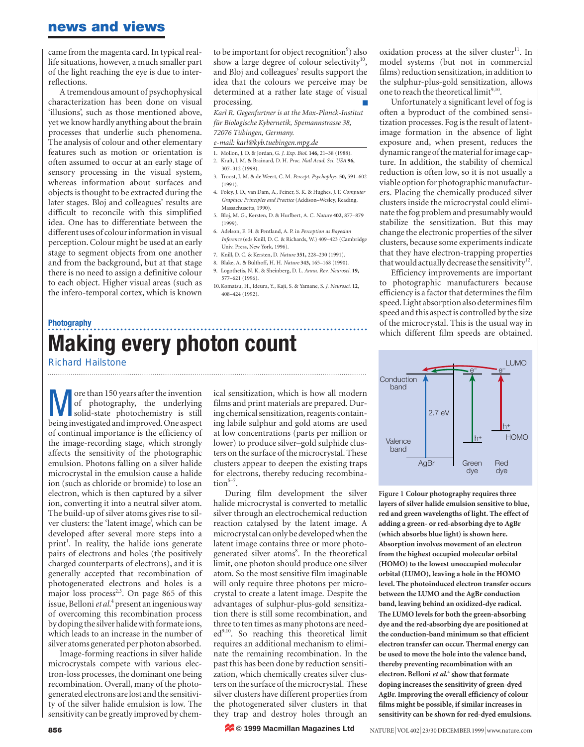came from the magenta card. In typical real-life situations, however, a much smaller part of the light reaching the eye is due to inter-reflections.

A tremendous amount of psychophysical characterization has been done on visual 'illusions', such as those mentioned above, yet we know hardly anything about the brain processes that underlie such phenomena. The analysis of colour and other elementary features such as motion or orientation is often assumed to occur at an early stage of sensory processing in the visual system, whereas information about surfaces and objects is thought to be extracted during the later stages. Bloj and colleagues' results are difficult to reconcile with this simplified idea. One has to differentiate between the different uses of colour information in visual perception. Colour might be used at an early stage to segment objects from one another and from the background, but at that stage there is no need to assign a definitive colour to each object. Higher visual areas (such as the infero-temporal cortex, which is known to be important for object recognition[9]) also show a large degree of colour selectivity[10], and Bloj and colleagues' results support the idea that the colours we perceive may be determined at a rather late stage of visual processing. ■

*Karl R. Gegenfurtner is at the Max-Planck-Institut für Biologische Kybernetik, Spemannstrasse 38, 72076 Tübingen, Germany.*
*e-mail: karl@kyb.tuebingen.mpg.de*

1. Mollon, J. D. & Jordan, G. *J. Exp. Biol.* **146**, 21–38 (1988).
2. Kraft, J. M. & Brainard, D. H. *Proc. Natl Acad. Sci. USA* **96**, 307–312 (1999).
3. Troost, J. M. & de Weert, C. M. *Percept. Psychophys.* **50**, 591–602 (1991).
4. Foley, J. D., van Dam, A., Feiner, S. K. & Hughes, J. F. *Computer Graphics: Principles and Practice* (Addison–Wesley, Reading, Massachusetts, 1990).
5. Bloj, M. G., Kersten, D. & Hurlbert, A. C. *Nature* **402**, 877–879 (1999).
6. Adelson, E. H. & Pentland, A. P. in *Perception as Bayesian Inference* (eds Knill, D. C. & Richards, W.) 409–423 (Cambridge Univ. Press, New York, 1996).
7. Knill, D. C. & Kersten, D. *Nature* **351**, 228–230 (1991).
8. Blake, A. & Bülthoff, H. H. *Nature* **343**, 165–168 (1990).
9. Logothetis, N. K. & Sheinberg, D. L. *Annu. Rev. Neurosci.* **19**, 577–621 (1996).
10. Komatsu, H., Ideura, Y., Kaji, S. & Yamane, S. *J. Neurosci.* **12**, 408–424 (1992).

Photography

# Making every photon count

Richard Hailstone

More than 150 years after the invention of photography, the underlying solid-state photochemistry is still being investigated and improved. One aspect of continual importance is the efficiency of the image-recording stage, which strongly affects the sensitivity of the photographic emulsion. Photons falling on a silver halide microcrystal in the emulsion cause a halide ion (such as chloride or bromide) to lose an electron, which is then captured by a silver ion, converting it into a neutral silver atom. The build-up of silver atoms gives rise to silver clusters: the 'latent image', which can be developed after several more steps into a print[1]. In reality, the halide ions generate pairs of electrons and holes (the positively charged counterparts of electrons), and it is generally accepted that recombination of photogenerated electrons and holes is a major loss process[2,3]. On page 865 of this issue, Belloni *et al.*[4] present an ingenious way of overcoming this recombination process by doping the silver halide with formate ions, which leads to an increase in the number of silver atoms generated per photon absorbed.

Image-forming reactions in silver halide microcrystals compete with various electron-loss processes, the dominant one being recombination. Overall, many of the photogenerated electrons are lost and the sensitivity of the silver halide emulsion is low. The sensitivity can be greatly improved by chemical sensitization, which is how all modern films and print materials are prepared. During chemical sensitization, reagents containing labile sulphur and gold atoms are used at low concentrations (parts per million or lower) to produce silver–gold sulphide clusters on the surface of the microcrystal. These clusters appear to deepen the existing traps for electrons, thereby reducing recombination[5–7].

During film development the silver halide microcrystal is converted to metallic silver through an electrochemical reduction reaction catalysed by the latent image. A microcrystal can only be developed when the latent image contains three or more photogenerated silver atoms[8]. In the theoretical limit, one photon should produce one silver atom. So the most sensitive film imaginable will only require three photons per microcrystal to create a latent image. Despite the advantages of sulphur-plus-gold sensitization there is still some recombination, and three to ten times as many photons are needed[9,10]. So reaching this theoretical limit requires an additional mechanism to eliminate the remaining recombination. In the past this has been done by reduction sensitization, which chemically creates silver clusters on the surface of the microcrystal. These silver clusters have different properties from the photogenerated silver clusters in that they trap and destroy holes through an oxidation process at the silver cluster[11]. In model systems (but not in commercial films) reduction sensitization, in addition to the sulphur-plus-gold sensitization, allows one to reach the theoretical limit[9,10].

Unfortunately a significant level of fog is often a byproduct of the combined sensitization processes. Fog is the result of latent-image formation in the absence of light exposure and, when present, reduces the dynamic range of the material for image capture. In addition, the stability of chemical reduction is often low, so it is not usually a viable option for photographic manufacturers. Placing the chemically produced silver clusters inside the microcrystal could eliminate the fog problem and presumably would stabilize the sensitization. But this may change the electronic properties of the silver clusters, because some experiments indicate that they have electron-trapping properties that would actually decrease the sensitivity[12].

Efficiency improvements are important to photographic manufacturers because efficiency is a factor that determines the film speed. Light absorption also determines film speed and this aspect is controlled by the size of the microcrystal. This is the usual way in which different film speeds are obtained.

LUMO
Conduction band
e⁻
e⁻
2.7 eV
h⁺
h⁺
HOMO
Valence band
AgBr
Green dye
Red dye

**Figure 1 Colour photography requires three layers of silver halide emulsion sensitive to blue, red and green wavelengths of light. The effect of adding a green- or red-absorbing dye to AgBr (which absorbs blue light) is shown here. Absorption involves movement of an electron from the highest occupied molecular orbital (HOMO) to the lowest unoccupied molecular orbital (LUMO), leaving a hole in the HOMO level. The photoinduced electron transfer occurs between the LUMO and the AgBr conduction band, leaving behind an oxidized-dye radical. The LUMO levels for both the green-absorbing dye and the red-absorbing dye are positioned at the conduction-band minimum so that efficient electron transfer can occur. Thermal energy can be used to move the hole into the valence band, thereby preventing recombination with an electron. Belloni *et al.*[4] show that formate doping increases the sensitivity of green-dyed AgBr. Improving the overall efficiency of colour films might be possible, if similar increases in sensitivity can be shown for red-dyed emulsions.**